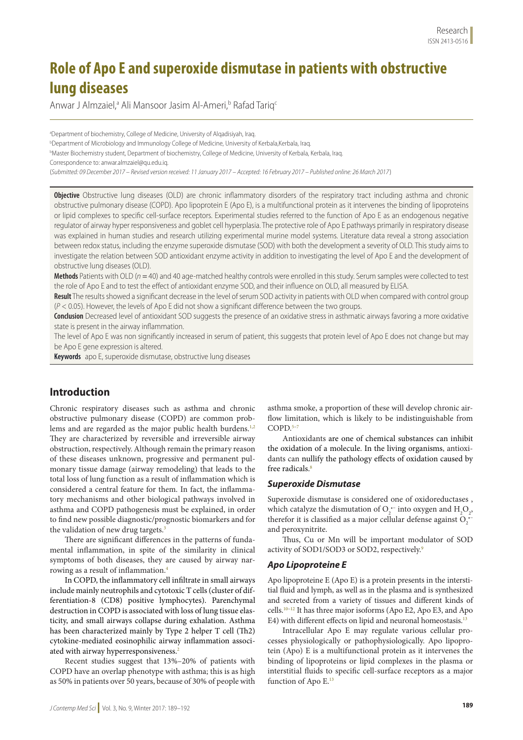Research

ISSN 2413-0516

# Role of Apo E and superoxide dismutase in patients with obstructive lung diseases

Anwar J Almzaiel,[a] Ali Mansoor Jasim Al-Ameri,[b] Rafad Tariq[c]

[a]Department of biochemistry, College of Medicine, University of Alqadisiyah, Iraq.

[b]Department of Microbiology and Immunology College of Medicine, University of Kerbala,Kerbala, Iraq.

[b]Master Biochemistry student, Department of biochemistry, College of Medicine, University of Kerbala, Kerbala, Iraq.

Correspondence to: anwar.almzaiel@qu.edu.iq.

(*Submitted: 09 December 2017 – Revised version received: 11 January 2017 – Accepted: 16 February 2017 – Published online: 26 March 2017*)

**Objective** Obstructive lung diseases (OLD) are chronic inflammatory disorders of the respiratory tract including asthma and chronic obstructive pulmonary disease (COPD). Apo lipoprotein E (Apo E), is a multifunctional protein as it intervenes the binding of lipoproteins or lipid complexes to specific cell-surface receptors. Experimental studies referred to the function of Apo E as an endogenous negative regulator of airway hyper responsiveness and goblet cell hyperplasia. The protective role of Apo E pathways primarily in respiratory disease was explained in human studies and research utilizing experimental murine model systems. Literature data reveal a strong association between redox status, including the enzyme superoxide dismutase (SOD) with both the development a severity of OLD. This study aims to investigate the relation between SOD antioxidant enzyme activity in addition to investigating the level of Apo E and the development of obstructive lung diseases (OLD).

**Methods** Patients with OLD ($n = 40$) and 40 age-matched healthy controls were enrolled in this study. Serum samples were collected to test the role of Apo E and to test the effect of antioxidant enzyme SOD, and their influence on OLD, all measured by ELISA.

**Result** The results showed a significant decrease in the level of serum SOD activity in patients with OLD when compared with control group ($P < 0.05$). However, the levels of Apo E did not show a significant difference between the two groups.

**Conclusion** Decreased level of antioxidant SOD suggests the presence of an oxidative stress in asthmatic airways favoring a more oxidative state is present in the airway inflammation.

The level of Apo E was non significantly increased in serum of patient, this suggests that protein level of Apo E does not change but may be Apo E gene expression is altered.

**Keywords** apo E, superoxide dismutase, obstructive lung diseases

## Introduction

Chronic respiratory diseases such as asthma and chronic obstructive pulmonary disease (COPD) are common problems and are regarded as the major public health burdens.[1,2] They are characterized by reversible and irreversible airway obstruction, respectively. Although remain the primary reason of these diseases unknown, progressive and permanent pulmonary tissue damage (airway remodeling) that leads to the total loss of lung function as a result of inflammation which is considered a central feature for them. In fact, the inflammatory mechanisms and other biological pathways involved in asthma and COPD pathogenesis must be explained, in order to find new possible diagnostic/prognostic biomarkers and for the validation of new drug targets.[3]

There are significant differences in the patterns of fundamental inflammation, in spite of the similarity in clinical symptoms of both diseases, they are caused by airway narrowing as a result of inflammation.[4]

In COPD, the inflammatory cell infiltrate in small airways include mainly neutrophils and cytotoxic T cells (cluster of differentiation-8 (CD8) positive lymphocytes). Parenchymal destruction in COPD is associated with loss of lung tissue elasticity, and small airways collapse during exhalation. Asthma has been characterized mainly by Type 2 helper T cell (Th2) cytokine-mediated eosinophilic airway inflammation associated with airway hyperresponsiveness.[2]

Recent studies suggest that 13%–20% of patients with COPD have an overlap phenotype with asthma; this is as high as 50% in patients over 50 years, because of 30% of people with asthma smoke, a proportion of these will develop chronic airflow limitation, which is likely to be indistinguishable from COPD.[5–7]

Antioxidants are one of chemical substances can inhibit the oxidation of a molecule. In the living organisms, antioxidants can nullify the pathology effects of oxidation caused by free radicals.[8]

### *Superoxide Dismutase*

Superoxide dismutase is considered one of oxidoreductases , which catalyze the dismutation of $O_2^{\bullet-}$ into oxygen and $H_2O_2$, therefor it is classified as a major cellular defense against $O_2^{\bullet-}$ and peroxynitrite.

Thus, Cu or Mn will be important modulator of SOD activity of SOD1/SOD3 or SOD2, respectively.[9]

### *Apo Lipoproteine E*

Apo lipoproteine E (Apo E) is a protein presents in the interstitial fluid and lymph, as well as in the plasma and is synthesized and secreted from a variety of tissues and different kinds of cells.[10–12] It has three major isoforms (Apo E2, Apo E3, and Apo E4) with different effects on lipid and neuronal homeostasis.[13]

Intracellular Apo E may regulate various cellular processes physiologically or pathophysiologically. Apo lipoprotein (Apo) E is a multifunctional protein as it intervenes the binding of lipoproteins or lipid complexes in the plasma or interstitial fluids to specific cell-surface receptors as a major function of Apo E.[13]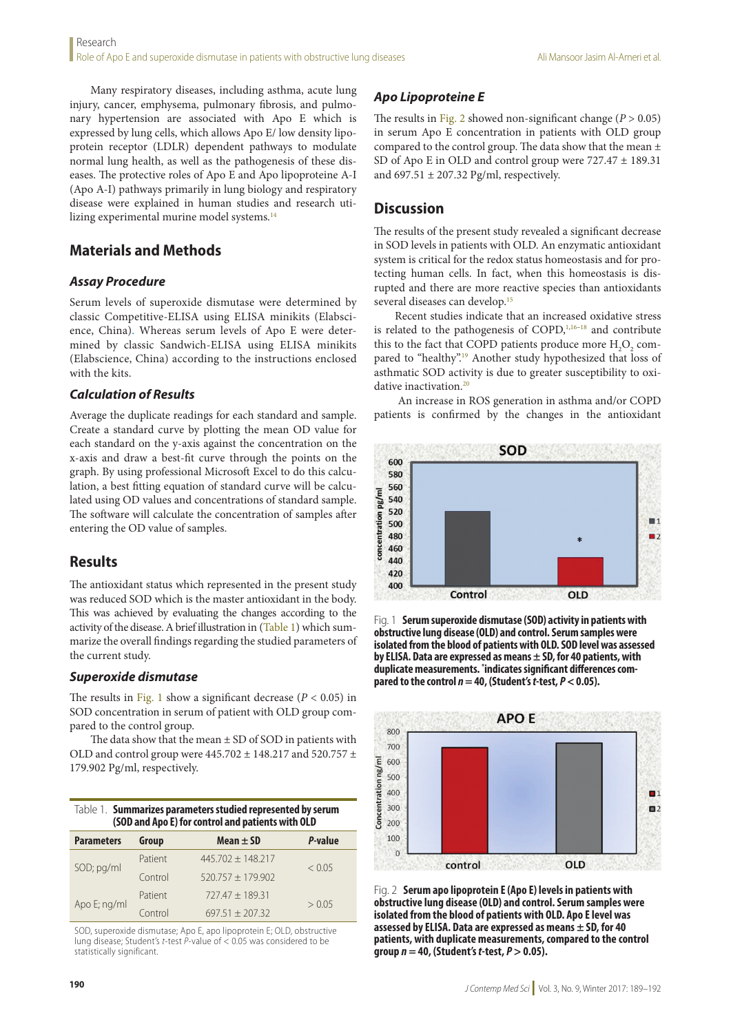Many respiratory diseases, including asthma, acute lung injury, cancer, emphysema, pulmonary fibrosis, and pulmonary hypertension are associated with Apo E which is expressed by lung cells, which allows Apo E/ low density lipoprotein receptor (LDLR) dependent pathways to modulate normal lung health, as well as the pathogenesis of these diseases. The protective roles of Apo E and Apo lipoproteine A-I (Apo A-I) pathways primarily in lung biology and respiratory disease were explained in human studies and research utilizing experimental murine model systems.[14]

## Materials and Methods

### *Assay Procedure*

Serum levels of superoxide dismutase were determined by classic Competitive-ELISA using ELISA minikits (Elabscience, China). Whereas serum levels of Apo E were determined by classic Sandwich-ELISA using ELISA minikits (Elabscience, China) according to the instructions enclosed with the kits.

### *Calculation of Results*

Average the duplicate readings for each standard and sample. Create a standard curve by plotting the mean OD value for each standard on the y-axis against the concentration on the x-axis and draw a best-fit curve through the points on the graph. By using professional Microsoft Excel to do this calculation, a best fitting equation of standard curve will be calculated using OD values and concentrations of standard sample. The software will calculate the concentration of samples after entering the OD value of samples.

## Results

The antioxidant status which represented in the present study was reduced SOD which is the master antioxidant in the body. This was achieved by evaluating the changes according to the activity of the disease. A brief illustration in (Table 1) which summarize the overall findings regarding the studied parameters of the current study.

### *Superoxide dismutase*

The results in Fig. 1 show a significant decrease ($P < 0.05$) in SOD concentration in serum of patient with OLD group compared to the control group.

The data show that the mean ± SD of SOD in patients with OLD and control group were 445.702 ± 148.217 and 520.757 ± 179.902 Pg/ml, respectively.

Table 1. **Summarizes parameters studied represented by serum (SOD and Apo E) for control and patients with OLD**

| Parameters | Group | Mean ± SD | *P*-value |
|---|---|---|---|
| SOD; pg/ml | Patient | 445.702 ± 148.217 | < 0.05 |
| | Control | 520.757 ± 179.902 | |
| Apo E; ng/ml | Patient | 727.47 ± 189.31 | > 0.05 |
| | Control | 697.51 ± 207.32 | |

SOD, superoxide dismutase; Apo E, apo lipoprotein E; OLD, obstructive lung disease; Student's *t*-test *P*-value of < 0.05 was considered to be statistically significant.

### *Apo Lipoproteine E*

The results in Fig. 2 showed non-significant change ($P > 0.05$) in serum Apo E concentration in patients with OLD group compared to the control group. The data show that the mean ± SD of Apo E in OLD and control group were 727.47 ± 189.31 and 697.51 ± 207.32 Pg/ml, respectively.

## Discussion

The results of the present study revealed a significant decrease in SOD levels in patients with OLD. An enzymatic antioxidant system is critical for the redox status homeostasis and for protecting human cells. In fact, when this homeostasis is disrupted and there are more reactive species than antioxidants several diseases can develop.[15]

Recent studies indicate that an increased oxidative stress is related to the pathogenesis of COPD,[1,16–18] and contribute this to the fact that COPD patients produce more $H_2O_2$ compared to "healthy".[19] Another study hypothesized that loss of asthmatic SOD activity is due to greater susceptibility to oxidative inactivation.[20]

An increase in ROS generation in asthma and/or COPD patients is confirmed by the changes in the antioxidant

Fig. 1 **Serum superoxide dismutase (SOD) activity in patients with obstructive lung disease (OLD) and control. Serum samples were isolated from the blood of patients with OLD. SOD level was assessed by ELISA. Data are expressed as means ± SD, for 40 patients, with duplicate measurements. \*indicates significant differences compared to the control $n = 40$, (Student's *t*-test, $P < 0.05$).**

Fig. 2 **Serum apo lipoprotein E (Apo E) levels in patients with obstructive lung disease (OLD) and control. Serum samples were isolated from the blood of patients with OLD. Apo E level was assessed by ELISA. Data are expressed as means ± SD, for 40 patients, with duplicate measurements, compared to the control group $n = 40$, (Student's *t*-test, $P > 0.05$).**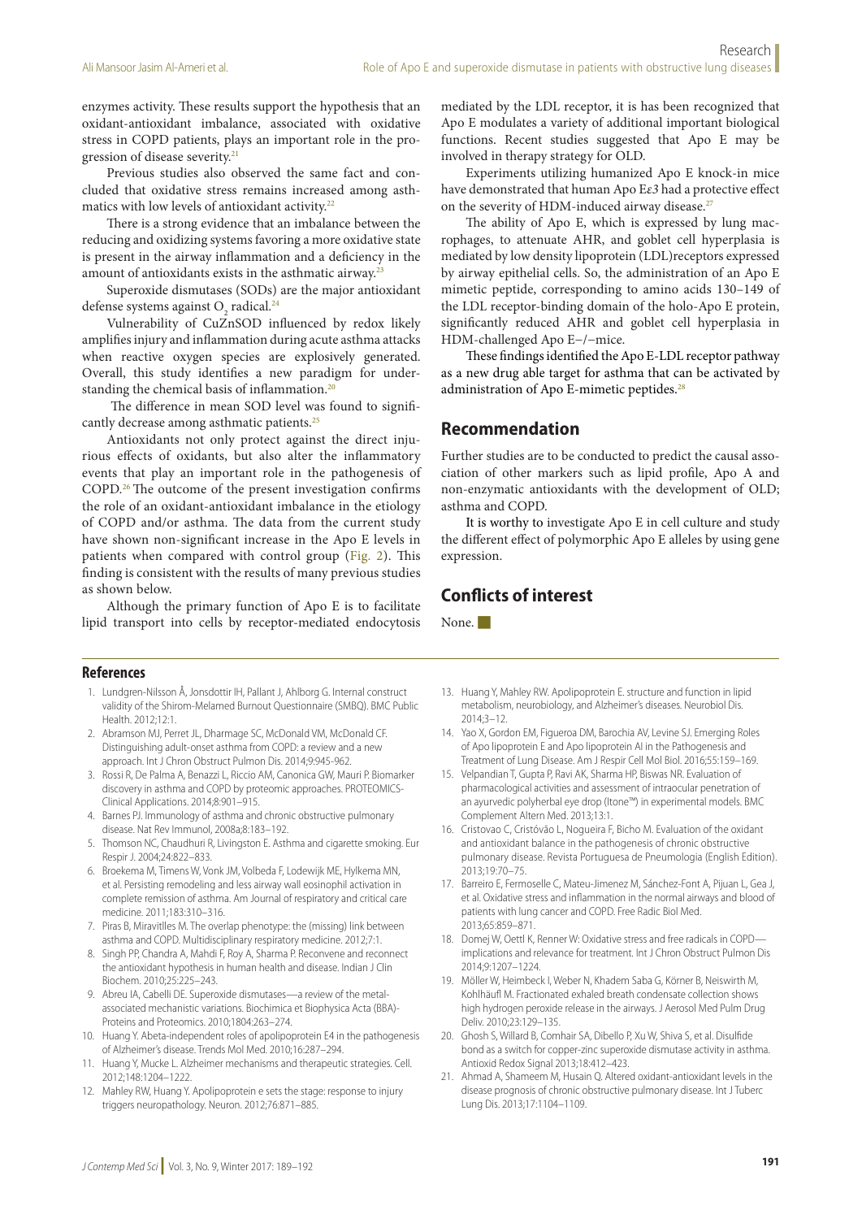enzymes activity. These results support the hypothesis that an oxidant-antioxidant imbalance, associated with oxidative stress in COPD patients, plays an important role in the progression of disease severity.[21]

Previous studies also observed the same fact and concluded that oxidative stress remains increased among asthmatics with low levels of antioxidant activity.[22]

There is a strong evidence that an imbalance between the reducing and oxidizing systems favoring a more oxidative state is present in the airway inflammation and a deficiency in the amount of antioxidants exists in the asthmatic airway.[23]

Superoxide dismutases (SODs) are the major antioxidant defense systems against $O_2$ radical.[24]

Vulnerability of CuZnSOD influenced by redox likely amplifies injury and inflammation during acute asthma attacks when reactive oxygen species are explosively generated. Overall, this study identifies a new paradigm for understanding the chemical basis of inflammation.[20]

The difference in mean SOD level was found to significantly decrease among asthmatic patients.[25]

Antioxidants not only protect against the direct injurious effects of oxidants, but also alter the inflammatory events that play an important role in the pathogenesis of COPD.[26] The outcome of the present investigation confirms the role of an oxidant-antioxidant imbalance in the etiology of COPD and/or asthma. The data from the current study have shown non-significant increase in the Apo E levels in patients when compared with control group (Fig. 2). This finding is consistent with the results of many previous studies as shown below.

Although the primary function of Apo E is to facilitate lipid transport into cells by receptor-mediated endocytosis mediated by the LDL receptor, it is has been recognized that Apo E modulates a variety of additional important biological functions. Recent studies suggested that Apo E may be involved in therapy strategy for OLD.

Experiments utilizing humanized Apo E knock-in mice have demonstrated that human Apo E$\varepsilon$3 had a protective effect on the severity of HDM-induced airway disease.[27]

The ability of Apo E, which is expressed by lung macrophages, to attenuate AHR, and goblet cell hyperplasia is mediated by low density lipoprotein (LDL)receptors expressed by airway epithelial cells. So, the administration of an Apo E mimetic peptide, corresponding to amino acids 130–149 of the LDL receptor-binding domain of the holo-Apo E protein, significantly reduced AHR and goblet cell hyperplasia in HDM-challenged Apo E−/−mice.

These findings identified the Apo E-LDL receptor pathway as a new drug able target for asthma that can be activated by administration of Apo E-mimetic peptides.[28]

## Recommendation

Further studies are to be conducted to predict the causal association of other markers such as lipid profile, Apo A and non-enzymatic antioxidants with the development of OLD; asthma and COPD.

It is worthy to investigate Apo E in cell culture and study the different effect of polymorphic Apo E alleles by using gene expression.

## Conflicts of interest

None.

### References

1. Lundgren-Nilsson Å, Jonsdottir IH, Pallant J, Ahlborg G. Internal construct validity of the Shirom-Melamed Burnout Questionnaire (SMBQ). BMC Public Health. 2012;12:1.
2. Abramson MJ, Perret JL, Dharmage SC, McDonald VM, McDonald CF. Distinguishing adult-onset asthma from COPD: a review and a new approach. Int J Chron Obstruct Pulmon Dis. 2014;9:945-962.
3. Rossi R, De Palma A, Benazzi L, Riccio AM, Canonica GW, Mauri P. Biomarker discovery in asthma and COPD by proteomic approaches. PROTEOMICS-Clinical Applications. 2014;8:901–915.
4. Barnes PJ. Immunology of asthma and chronic obstructive pulmonary disease. Nat Rev Immunol, 2008a;8:183–192.
5. Thomson NC, Chaudhuri R, Livingston E. Asthma and cigarette smoking. Eur Respir J. 2004;24:822–833.
6. Broekema M, Timens W, Vonk JM, Volbeda F, Lodewijk ME, Hylkema MN, et al. Persisting remodeling and less airway wall eosinophil activation in complete remission of asthma. Am Journal of respiratory and critical care medicine. 2011;183:310–316.
7. Piras B, Miravitlles M. The overlap phenotype: the (missing) link between asthma and COPD. Multidisciplinary respiratory medicine. 2012;7:1.
8. Singh PP, Chandra A, Mahdi F, Roy A, Sharma P. Reconvene and reconnect the antioxidant hypothesis in human health and disease. Indian J Clin Biochem. 2010;25:225–243.
9. Abreu IA, Cabelli DE. Superoxide dismutases—a review of the metal-associated mechanistic variations. Biochimica et Biophysica Acta (BBA)-Proteins and Proteomics. 2010;1804:263–274.
10. Huang Y. Abeta-independent roles of apolipoprotein E4 in the pathogenesis of Alzheimer's disease. Trends Mol Med. 2010;16:287–294.
11. Huang Y, Mucke L. Alzheimer mechanisms and therapeutic strategies. Cell. 2012;148:1204–1222.
12. Mahley RW, Huang Y. Apolipoprotein e sets the stage: response to injury triggers neuropathology. Neuron. 2012;76:871–885.
13. Huang Y, Mahley RW. Apolipoprotein E. structure and function in lipid metabolism, neurobiology, and Alzheimer's diseases. Neurobiol Dis. 2014;3–12.
14. Yao X, Gordon EM, Figueroa DM, Barochia AV, Levine SJ. Emerging Roles of Apo lipoprotein E and Apo lipoprotein AI in the Pathogenesis and Treatment of Lung Disease. Am J Respir Cell Mol Biol. 2016;55:159–169.
15. Velpandian T, Gupta P, Ravi AK, Sharma HP, Biswas NR. Evaluation of pharmacological activities and assessment of intraocular penetration of an ayurvedic polyherbal eye drop (Itone™) in experimental models. BMC Complement Altern Med. 2013;13:1.
16. Cristovao C, Cristóvão L, Nogueira F, Bicho M. Evaluation of the oxidant and antioxidant balance in the pathogenesis of chronic obstructive pulmonary disease. Revista Portuguesa de Pneumologia (English Edition). 2013;19:70–75.
17. Barreiro E, Fermoselle C, Mateu-Jimenez M, Sánchez-Font A, Pijuan L, Gea J, et al. Oxidative stress and inflammation in the normal airways and blood of patients with lung cancer and COPD. Free Radic Biol Med. 2013;65:859–871.
18. Domej W, Oettl K, Renner W: Oxidative stress and free radicals in COPD—implications and relevance for treatment. Int J Chron Obstruct Pulmon Dis 2014;9:1207–1224.
19. Möller W, Heimbeck I, Weber N, Khadem Saba G, Körner B, Neiswirth M, Kohlhäufl M. Fractionated exhaled breath condensate collection shows high hydrogen peroxide release in the airways. J Aerosol Med Pulm Drug Deliv. 2010;23:129–135.
20. Ghosh S, Willard B, Comhair SA, Dibello P, Xu W, Shiva S, et al. Disulfide bond as a switch for copper-zinc superoxide dismutase activity in asthma. Antioxid Redox Signal 2013;18:412–423.
21. Ahmad A, Shameem M, Husain Q. Altered oxidant-antioxidant levels in the disease prognosis of chronic obstructive pulmonary disease. Int J Tuberc Lung Dis. 2013;17:1104–1109.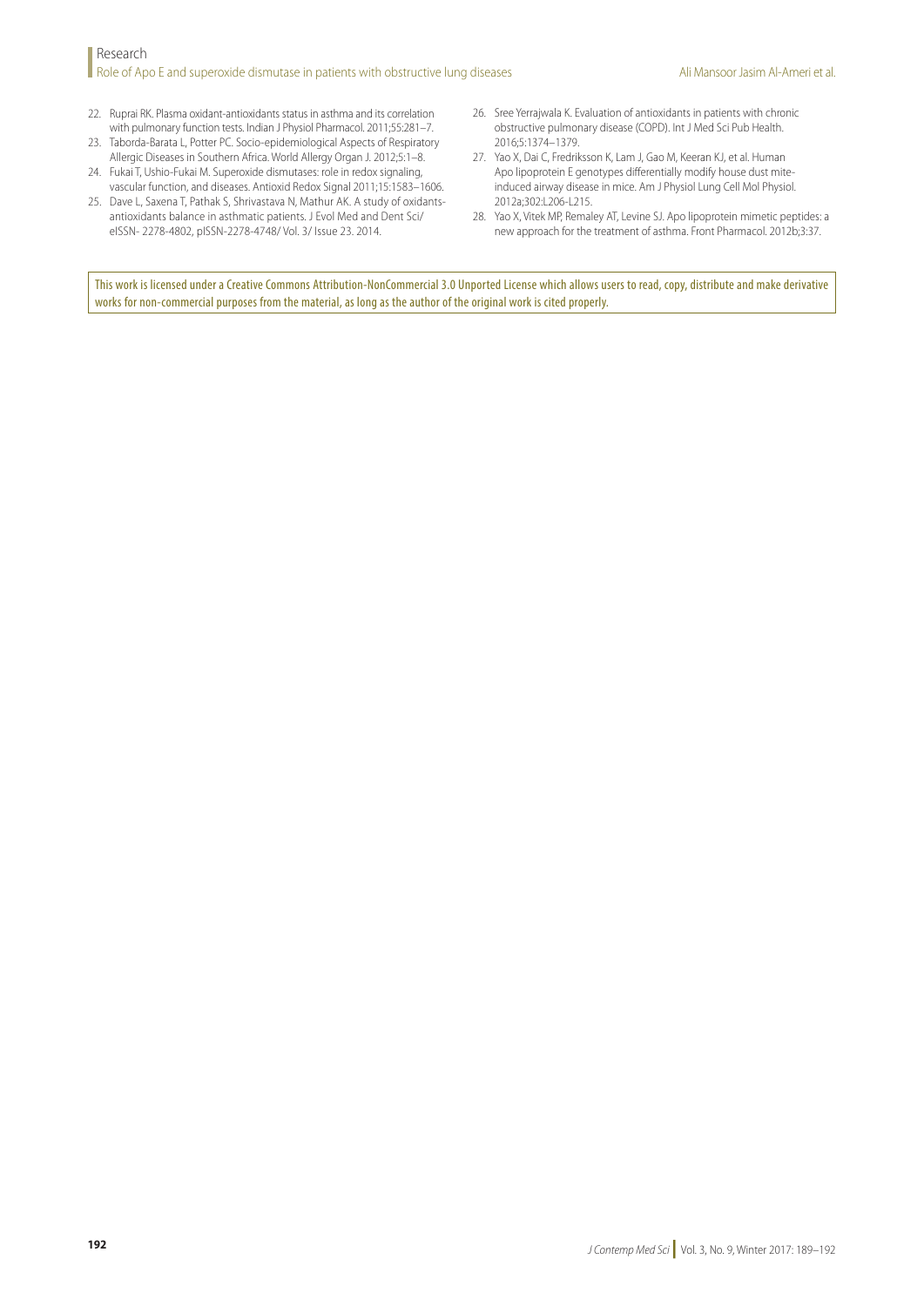22. Ruprai RK. Plasma oxidant-antioxidants status in asthma and its correlation with pulmonary function tests. Indian J Physiol Pharmacol. 2011;55:281–7.
23. Taborda-Barata L, Potter PC. Socio-epidemiological Aspects of Respiratory Allergic Diseases in Southern Africa. World Allergy Organ J. 2012;5:1–8.
24. Fukai T, Ushio-Fukai M. Superoxide dismutases: role in redox signaling, vascular function, and diseases. Antioxid Redox Signal 2011;15:1583–1606.
25. Dave L, Saxena T, Pathak S, Shrivastava N, Mathur AK. A study of oxidants-antioxidants balance in asthmatic patients. J Evol Med and Dent Sci/ eISSN- 2278-4802, pISSN-2278-4748/ Vol. 3/ Issue 23. 2014.
26. Sree Yerrajwala K. Evaluation of antioxidants in patients with chronic obstructive pulmonary disease (COPD). Int J Med Sci Pub Health. 2016;5:1374–1379.
27. Yao X, Dai C, Fredriksson K, Lam J, Gao M, Keeran KJ, et al. Human Apo lipoprotein E genotypes differentially modify house dust mite-induced airway disease in mice. Am J Physiol Lung Cell Mol Physiol. 2012a;302:L206-L215.
28. Yao X, Vitek MP, Remaley AT, Levine SJ. Apo lipoprotein mimetic peptides: a new approach for the treatment of asthma. Front Pharmacol. 2012b;3:37.

This work is licensed under a Creative Commons Attribution-NonCommercial 3.0 Unported License which allows users to read, copy, distribute and make derivative works for non-commercial purposes from the material, as long as the author of the original work is cited properly.